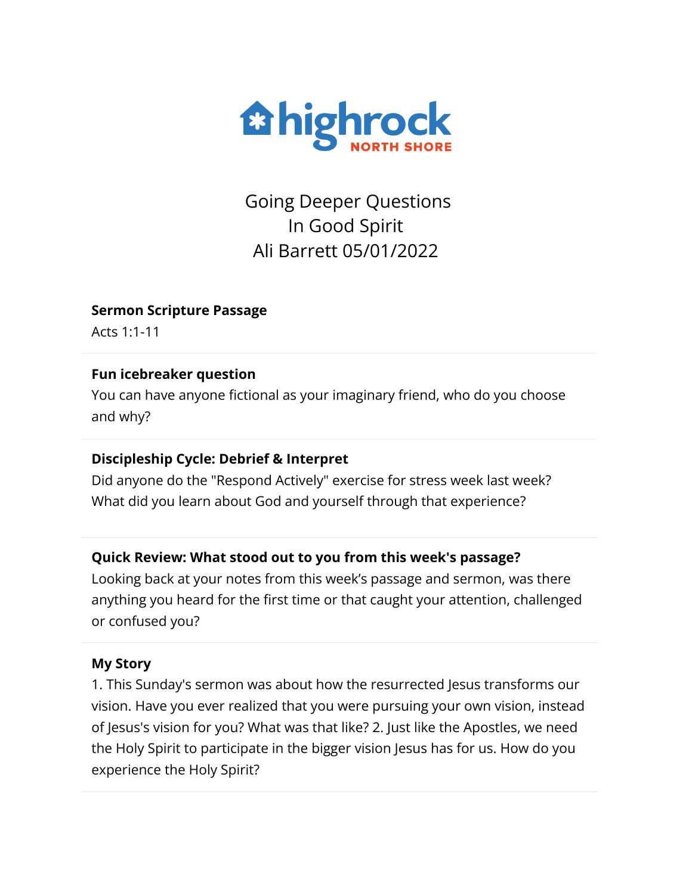highrock NORTH SHORE

# Going Deeper Questions
# In Good Spirit
# Ali Barrett 05/01/2022

**Sermon Scripture Passage**

Acts 1:1-11

**Fun icebreaker question**

You can have anyone fictional as your imaginary friend, who do you choose and why?

**Discipleship Cycle: Debrief & Interpret**

Did anyone do the "Respond Actively" exercise for stress week last week? What did you learn about God and yourself through that experience?

**Quick Review: What stood out to you from this week's passage?**

Looking back at your notes from this week's passage and sermon, was there anything you heard for the first time or that caught your attention, challenged or confused you?

**My Story**

1. This Sunday's sermon was about how the resurrected Jesus transforms our vision. Have you ever realized that you were pursuing your own vision, instead of Jesus's vision for you? What was that like? 2. Just like the Apostles, we need the Holy Spirit to participate in the bigger vision Jesus has for us. How do you experience the Holy Spirit?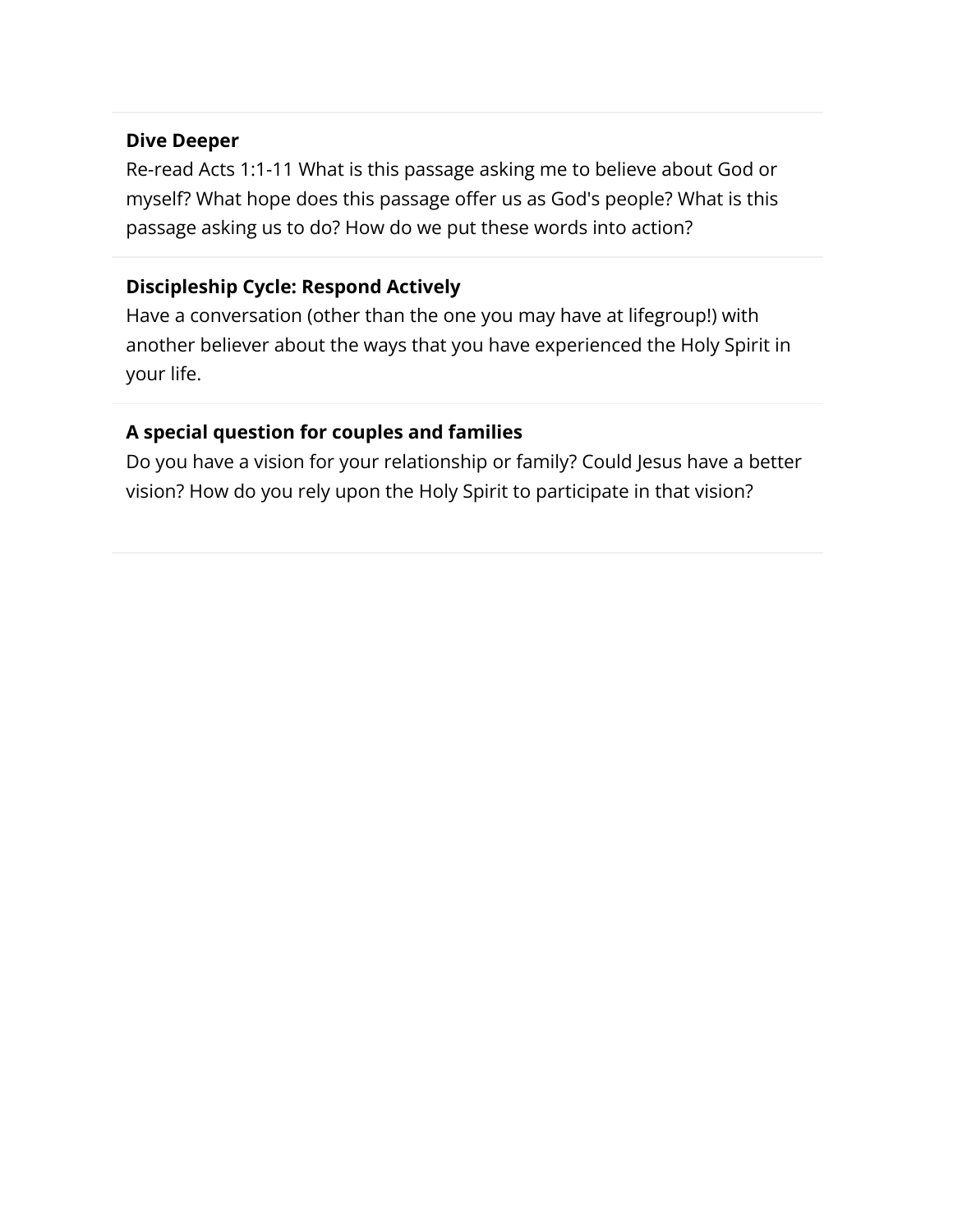**Dive Deeper**

Re-read Acts 1:1-11 What is this passage asking me to believe about God or myself? What hope does this passage offer us as God's people? What is this passage asking us to do? How do we put these words into action?

**Discipleship Cycle: Respond Actively**

Have a conversation (other than the one you may have at lifegroup!) with another believer about the ways that you have experienced the Holy Spirit in your life.

**A special question for couples and families**

Do you have a vision for your relationship or family? Could Jesus have a better vision? How do you rely upon the Holy Spirit to participate in that vision?